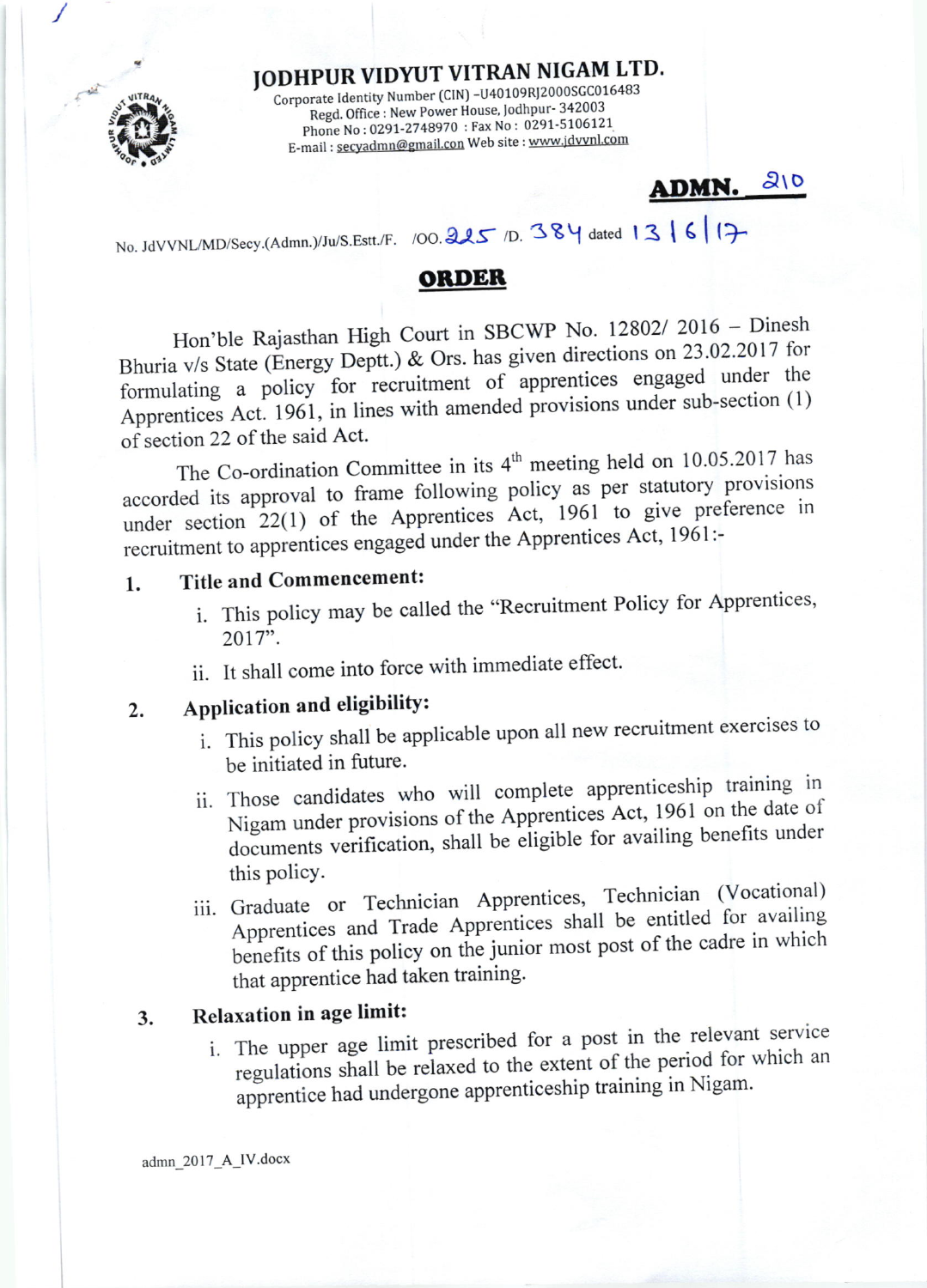# JODHPUR VIDYUT VITRAN NIGAM LTD.

Corporate Identity Number (CIN) -U40109RJ2000SGC016483
Regd. Office : New Power House, Jodhpur- 342003
Phone No : 0291-2748970 : Fax No : 0291-5106121
E-mail : secyadmn@gmail.con Web site : www.jdvvnl.com

**ADMN. 210**

No. JdVVNL/MD/Secy.(Admn.)/Ju/S.Estt./F. /OO.225 /D. 384 dated 13/6/17

## ORDER

Hon'ble Rajasthan High Court in SBCWP No. 12802/ 2016 – Dinesh Bhuria v/s State (Energy Deptt.) & Ors. has given directions on 23.02.2017 for formulating a policy for recruitment of apprentices engaged under the Apprentices Act. 1961, in lines with amended provisions under sub-section (1) of section 22 of the said Act.

The Co-ordination Committee in its 4th meeting held on 10.05.2017 has accorded its approval to frame following policy as per statutory provisions under section 22(1) of the Apprentices Act, 1961 to give preference in recruitment to apprentices engaged under the Apprentices Act, 1961:-

1. **Title and Commencement:**
   i. This policy may be called the "Recruitment Policy for Apprentices, 2017".
   ii. It shall come into force with immediate effect.

2. **Application and eligibility:**
   i. This policy shall be applicable upon all new recruitment exercises to be initiated in future.
   ii. Those candidates who will complete apprenticeship training in Nigam under provisions of the Apprentices Act, 1961 on the date of documents verification, shall be eligible for availing benefits under this policy.
   iii. Graduate or Technician Apprentices, Technician (Vocational) Apprentices and Trade Apprentices shall be entitled for availing benefits of this policy on the junior most post of the cadre in which that apprentice had taken training.

3. **Relaxation in age limit:**
   i. The upper age limit prescribed for a post in the relevant service regulations shall be relaxed to the extent of the period for which an apprentice had undergone apprenticeship training in Nigam.

admn_2017_A_IV.docx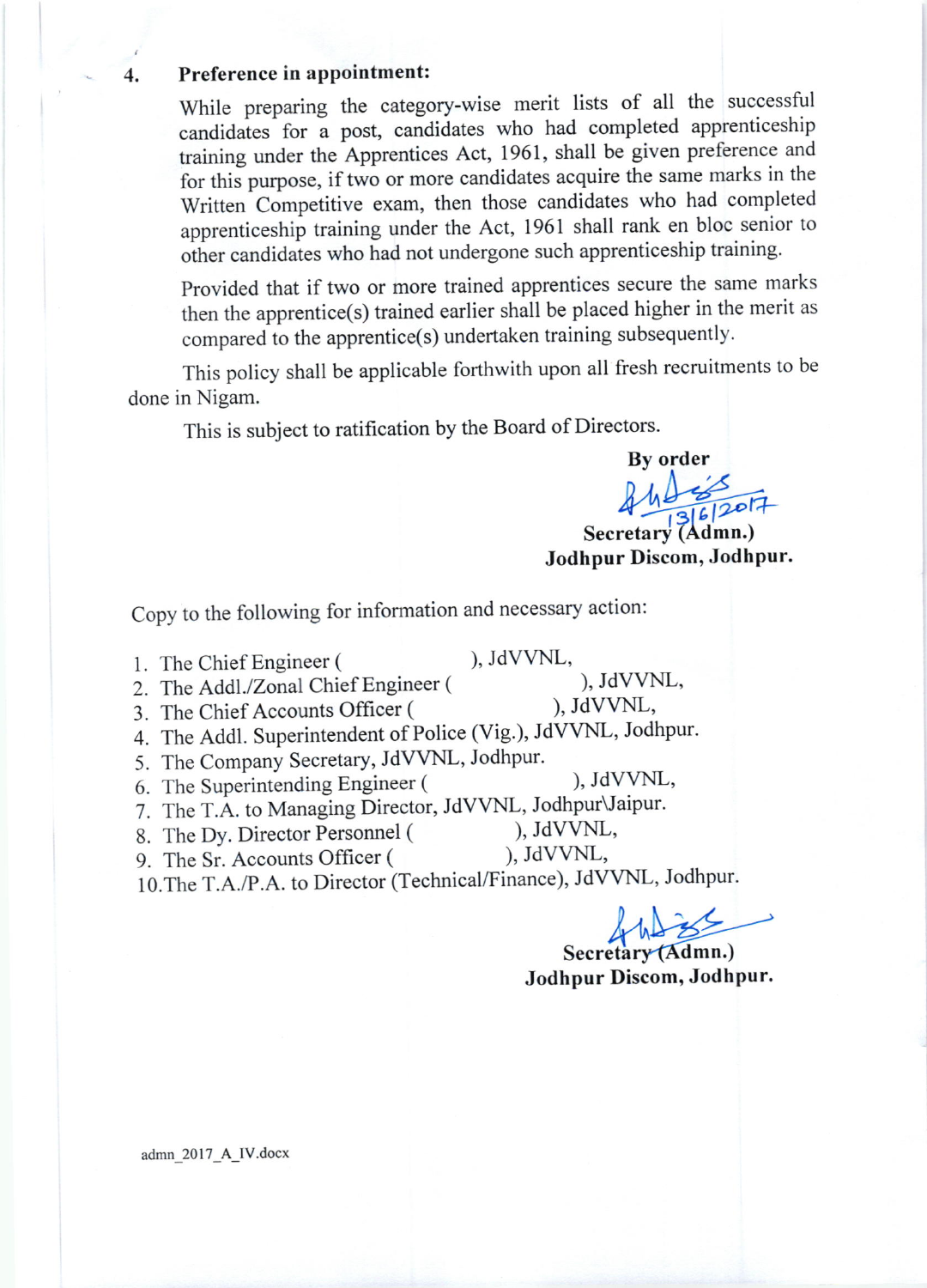4. **Preference in appointment:**

While preparing the category-wise merit lists of all the successful candidates for a post, candidates who had completed apprenticeship training under the Apprentices Act, 1961, shall be given preference and for this purpose, if two or more candidates acquire the same marks in the Written Competitive exam, then those candidates who had completed apprenticeship training under the Act, 1961 shall rank en bloc senior to other candidates who had not undergone such apprenticeship training.

Provided that if two or more trained apprentices secure the same marks then the apprentice(s) trained earlier shall be placed higher in the merit as compared to the apprentice(s) undertaken training subsequently.

This policy shall be applicable forthwith upon all fresh recruitments to be done in Nigam.

This is subject to ratification by the Board of Directors.

**By order**

13/6/2017

**Secretary (Admn.)**
**Jodhpur Discom, Jodhpur.**

Copy to the following for information and necessary action:

1. The Chief Engineer ( ), JdVVNL,
2. The Addl./Zonal Chief Engineer ( ), JdVVNL,
3. The Chief Accounts Officer ( ), JdVVNL,
4. The Addl. Superintendent of Police (Vig.), JdVVNL, Jodhpur.
5. The Company Secretary, JdVVNL, Jodhpur.
6. The Superintending Engineer ( ), JdVVNL,
7. The T.A. to Managing Director, JdVVNL, Jodhpur\Jaipur.
8. The Dy. Director Personnel ( ), JdVVNL,
9. The Sr. Accounts Officer ( ), JdVVNL,
10. The T.A./P.A. to Director (Technical/Finance), JdVVNL, Jodhpur.

**Secretary (Admn.)**
**Jodhpur Discom, Jodhpur.**

admn_2017_A_IV.docx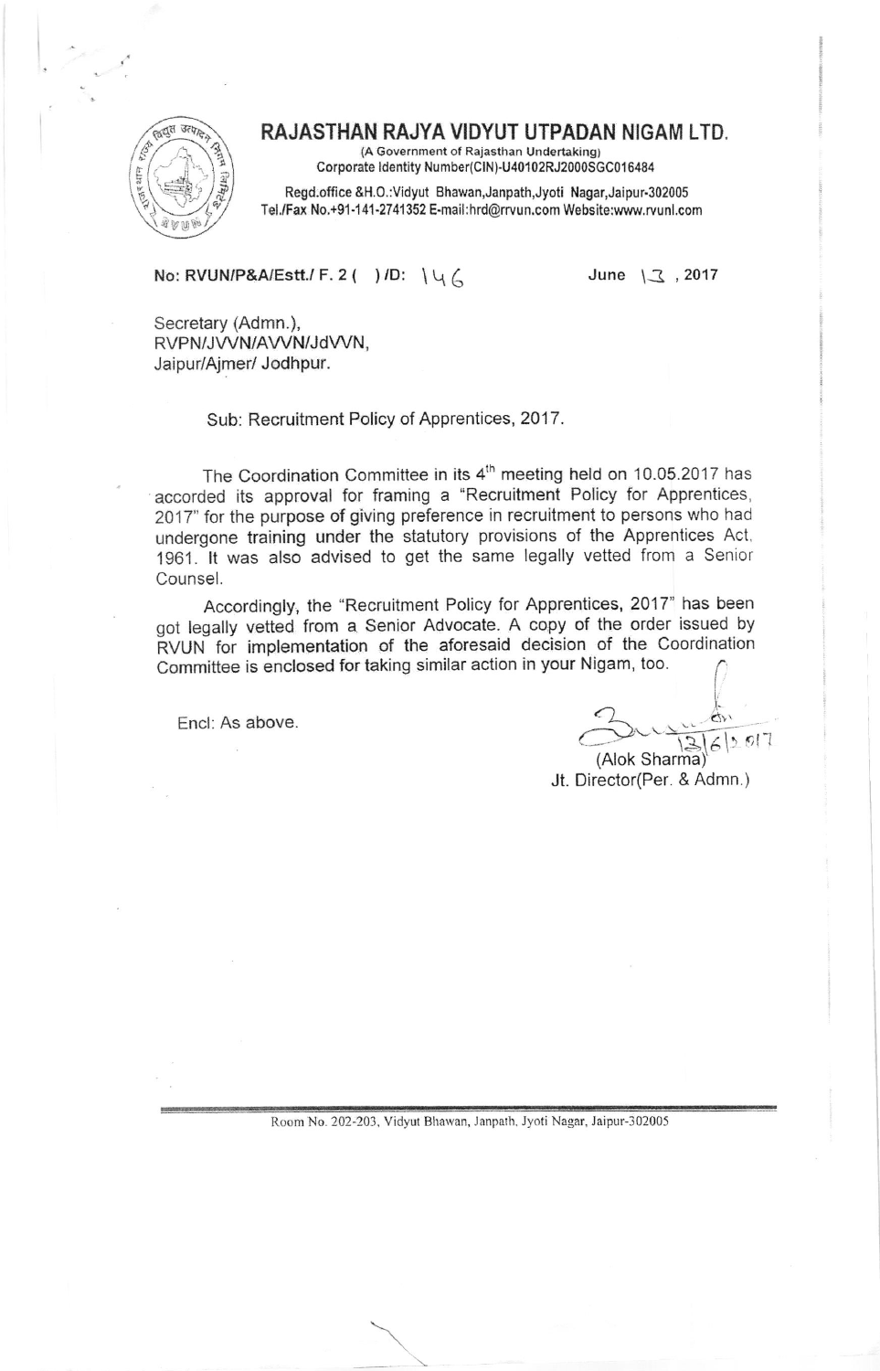# RAJASTHAN RAJYA VIDYUT UTPADAN NIGAM LTD.

(A Government of Rajasthan Undertaking)
Corporate Identity Number(CIN)-U40102RJ2000SGC016484

Regd.office &H.O.:Vidyut Bhawan,Janpath,Jyoti Nagar,Jaipur-302005
Tel./Fax No.+91-141-2741352 E-mail:hrd@rrvun.com Website:www.rvunl.com

No: RVUN/P&A/Estt./ F. 2 ( ) /D: 146 June 13, 2017

Secretary (Admn.),
RVPN/JVVN/AVVN/JdVVN,
Jaipur/Ajmer/ Jodhpur.

Sub: Recruitment Policy of Apprentices, 2017.

The Coordination Committee in its 4th meeting held on 10.05.2017 has accorded its approval for framing a "Recruitment Policy for Apprentices, 2017" for the purpose of giving preference in recruitment to persons who had undergone training under the statutory provisions of the Apprentices Act, 1961. It was also advised to get the same legally vetted from a Senior Counsel.

Accordingly, the "Recruitment Policy for Apprentices, 2017" has been got legally vetted from a Senior Advocate. A copy of the order issued by RVUN for implementation of the aforesaid decision of the Coordination Committee is enclosed for taking similar action in your Nigam, too.

Encl: As above.

13/6/2017
(Alok Sharma)
Jt. Director(Per. & Admn.)

Room No. 202-203, Vidyut Bhawan, Janpath, Jyoti Nagar, Jaipur-302005